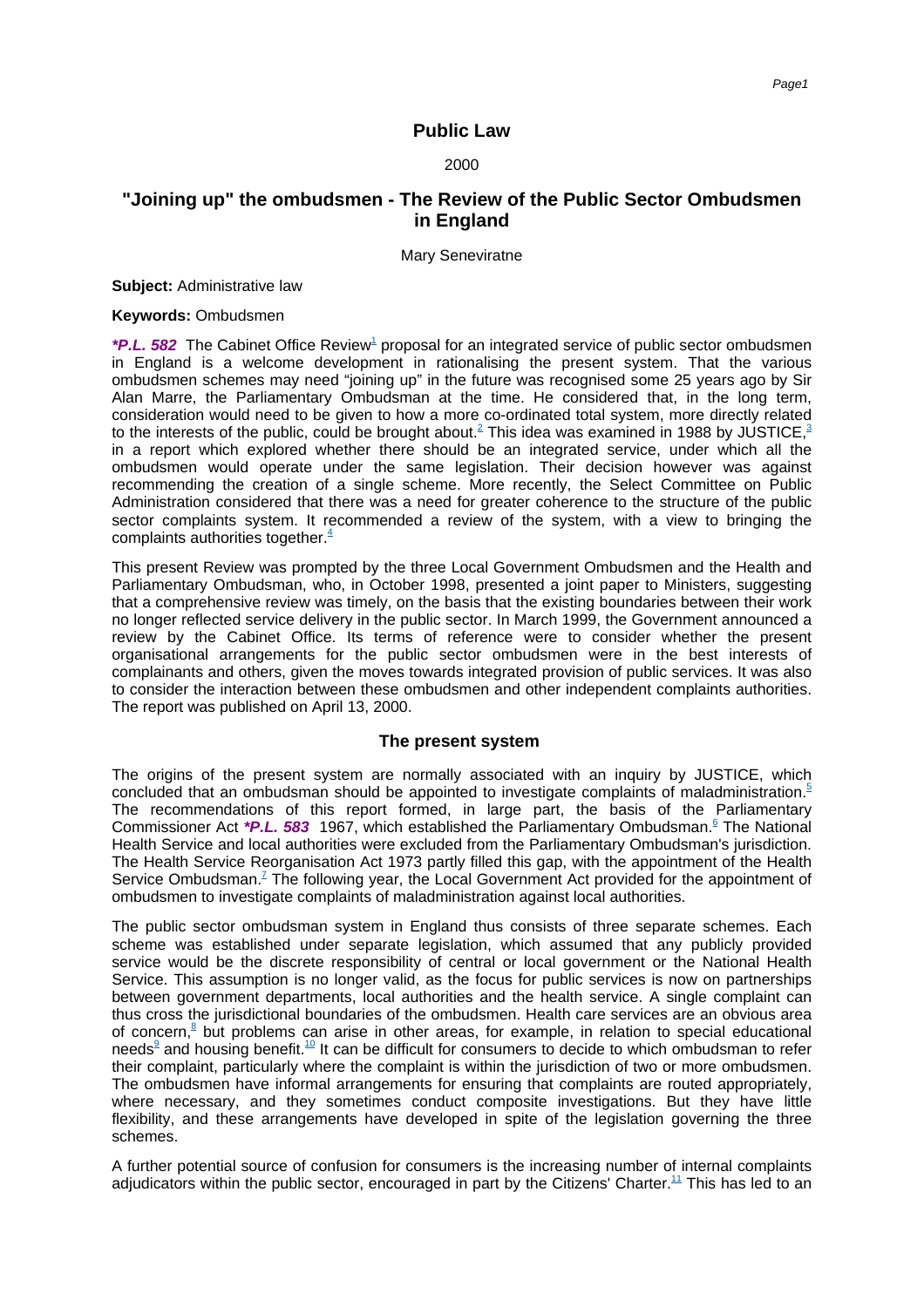# Public Law

2000

## "Joining up" the ombudsmen - The Review of the Public Sector Ombudsmen in England

Mary Seneviratne

**Subject:** Administrative law

**Keywords:** Ombudsmen

***P.L. 582*** The Cabinet Office Review[1] proposal for an integrated service of public sector ombudsmen in England is a welcome development in rationalising the present system. That the various ombudsmen schemes may need "joining up" in the future was recognised some 25 years ago by Sir Alan Marre, the Parliamentary Ombudsman at the time. He considered that, in the long term, consideration would need to be given to how a more co-ordinated total system, more directly related to the interests of the public, could be brought about.[2] This idea was examined in 1988 by JUSTICE,[3] in a report which explored whether there should be an integrated service, under which all the ombudsmen would operate under the same legislation. Their decision however was against recommending the creation of a single scheme. More recently, the Select Committee on Public Administration considered that there was a need for greater coherence to the structure of the public sector complaints system. It recommended a review of the system, with a view to bringing the complaints authorities together.[4]

This present Review was prompted by the three Local Government Ombudsmen and the Health and Parliamentary Ombudsman, who, in October 1998, presented a joint paper to Ministers, suggesting that a comprehensive review was timely, on the basis that the existing boundaries between their work no longer reflected service delivery in the public sector. In March 1999, the Government announced a review by the Cabinet Office. Its terms of reference were to consider whether the present organisational arrangements for the public sector ombudsmen were in the best interests of complainants and others, given the moves towards integrated provision of public services. It was also to consider the interaction between these ombudsmen and other independent complaints authorities. The report was published on April 13, 2000.

### The present system

The origins of the present system are normally associated with an inquiry by JUSTICE, which concluded that an ombudsman should be appointed to investigate complaints of maladministration.[5] The recommendations of this report formed, in large part, the basis of the Parliamentary Commissioner Act ***P.L. 583*** 1967, which established the Parliamentary Ombudsman.[6] The National Health Service and local authorities were excluded from the Parliamentary Ombudsman's jurisdiction. The Health Service Reorganisation Act 1973 partly filled this gap, with the appointment of the Health Service Ombudsman.[7] The following year, the Local Government Act provided for the appointment of ombudsmen to investigate complaints of maladministration against local authorities.

The public sector ombudsman system in England thus consists of three separate schemes. Each scheme was established under separate legislation, which assumed that any publicly provided service would be the discrete responsibility of central or local government or the National Health Service. This assumption is no longer valid, as the focus for public services is now on partnerships between government departments, local authorities and the health service. A single complaint can thus cross the jurisdictional boundaries of the ombudsmen. Health care services are an obvious area of concern,[8] but problems can arise in other areas, for example, in relation to special educational needs[9] and housing benefit.[10] It can be difficult for consumers to decide to which ombudsman to refer their complaint, particularly where the complaint is within the jurisdiction of two or more ombudsmen. The ombudsmen have informal arrangements for ensuring that complaints are routed appropriately, where necessary, and they sometimes conduct composite investigations. But they have little flexibility, and these arrangements have developed in spite of the legislation governing the three schemes.

A further potential source of confusion for consumers is the increasing number of internal complaints adjudicators within the public sector, encouraged in part by the Citizens' Charter.[11] This has led to an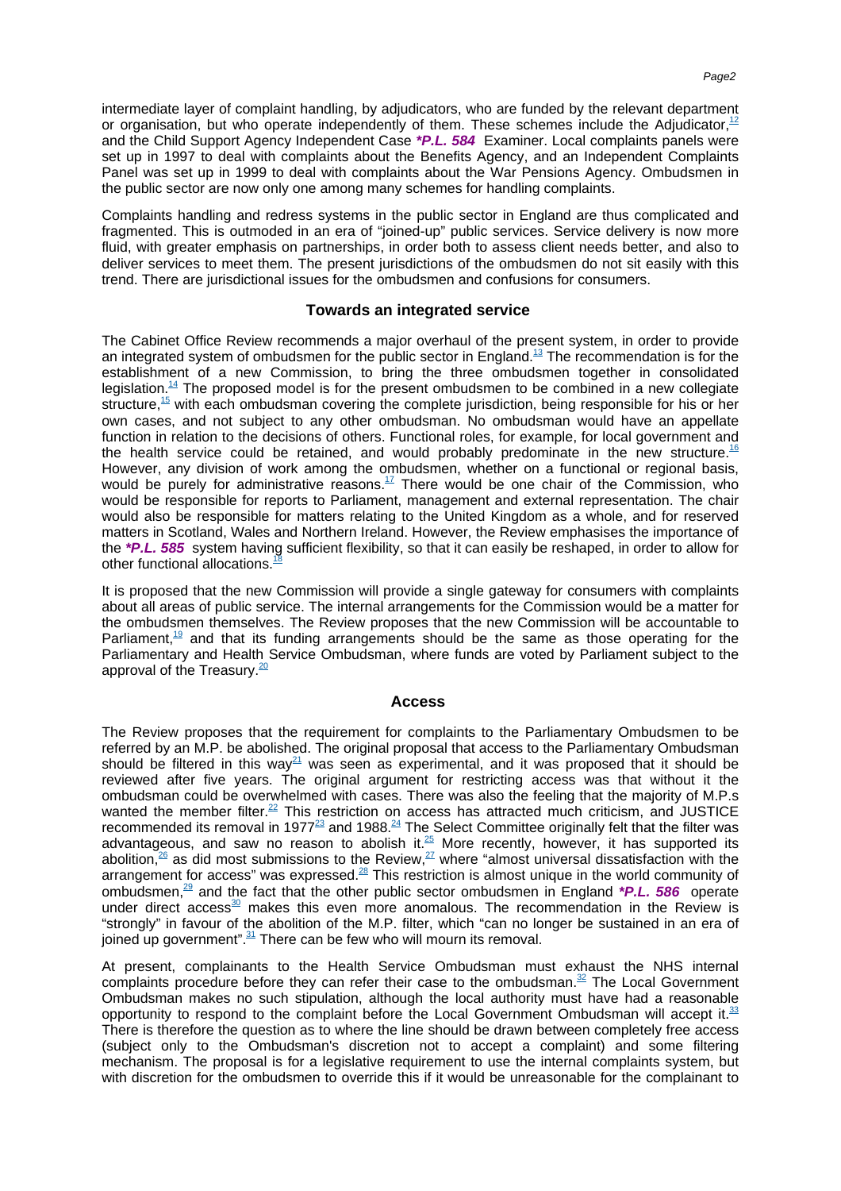intermediate layer of complaint handling, by adjudicators, who are funded by the relevant department or organisation, but who operate independently of them. These schemes include the Adjudicator,[12] and the Child Support Agency Independent Case ***P.L. 584** Examiner. Local complaints panels were set up in 1997 to deal with complaints about the Benefits Agency, and an Independent Complaints Panel was set up in 1999 to deal with complaints about the War Pensions Agency. Ombudsmen in the public sector are now only one among many schemes for handling complaints.

Complaints handling and redress systems in the public sector in England are thus complicated and fragmented. This is outmoded in an era of "joined-up" public services. Service delivery is now more fluid, with greater emphasis on partnerships, in order both to assess client needs better, and also to deliver services to meet them. The present jurisdictions of the ombudsmen do not sit easily with this trend. There are jurisdictional issues for the ombudsmen and confusions for consumers.

## Towards an integrated service

The Cabinet Office Review recommends a major overhaul of the present system, in order to provide an integrated system of ombudsmen for the public sector in England.[13] The recommendation is for the establishment of a new Commission, to bring the three ombudsmen together in consolidated legislation.[14] The proposed model is for the present ombudsmen to be combined in a new collegiate structure,[15] with each ombudsman covering the complete jurisdiction, being responsible for his or her own cases, and not subject to any other ombudsman. No ombudsman would have an appellate function in relation to the decisions of others. Functional roles, for example, for local government and the health service could be retained, and would probably predominate in the new structure.[16] However, any division of work among the ombudsmen, whether on a functional or regional basis, would be purely for administrative reasons.[17] There would be one chair of the Commission, who would be responsible for reports to Parliament, management and external representation. The chair would also be responsible for matters relating to the United Kingdom as a whole, and for reserved matters in Scotland, Wales and Northern Ireland. However, the Review emphasises the importance of the ***P.L. 585** system having sufficient flexibility, so that it can easily be reshaped, in order to allow for other functional allocations.[18]

It is proposed that the new Commission will provide a single gateway for consumers with complaints about all areas of public service. The internal arrangements for the Commission would be a matter for the ombudsmen themselves. The Review proposes that the new Commission will be accountable to Parliament,[19] and that its funding arrangements should be the same as those operating for the Parliamentary and Health Service Ombudsman, where funds are voted by Parliament subject to the approval of the Treasury.[20]

## Access

The Review proposes that the requirement for complaints to the Parliamentary Ombudsmen to be referred by an M.P. be abolished. The original proposal that access to the Parliamentary Ombudsman should be filtered in this way[21] was seen as experimental, and it was proposed that it should be reviewed after five years. The original argument for restricting access was that without it the ombudsman could be overwhelmed with cases. There was also the feeling that the majority of M.P.s wanted the member filter.[22] This restriction on access has attracted much criticism, and JUSTICE recommended its removal in 1977[23] and 1988.[24] The Select Committee originally felt that the filter was advantageous, and saw no reason to abolish it.[25] More recently, however, it has supported its abolition,[26] as did most submissions to the Review,[27] where "almost universal dissatisfaction with the arrangement for access" was expressed.[28] This restriction is almost unique in the world community of ombudsmen,[29] and the fact that the other public sector ombudsmen in England ***P.L. 586** operate under direct access[30] makes this even more anomalous. The recommendation in the Review is "strongly" in favour of the abolition of the M.P. filter, which "can no longer be sustained in an era of joined up government".[31] There can be few who will mourn its removal.

At present, complainants to the Health Service Ombudsman must exhaust the NHS internal complaints procedure before they can refer their case to the ombudsman.[32] The Local Government Ombudsman makes no such stipulation, although the local authority must have had a reasonable opportunity to respond to the complaint before the Local Government Ombudsman will accept it.[33] There is therefore the question as to where the line should be drawn between completely free access (subject only to the Ombudsman's discretion not to accept a complaint) and some filtering mechanism. The proposal is for a legislative requirement to use the internal complaints system, but with discretion for the ombudsmen to override this if it would be unreasonable for the complainant to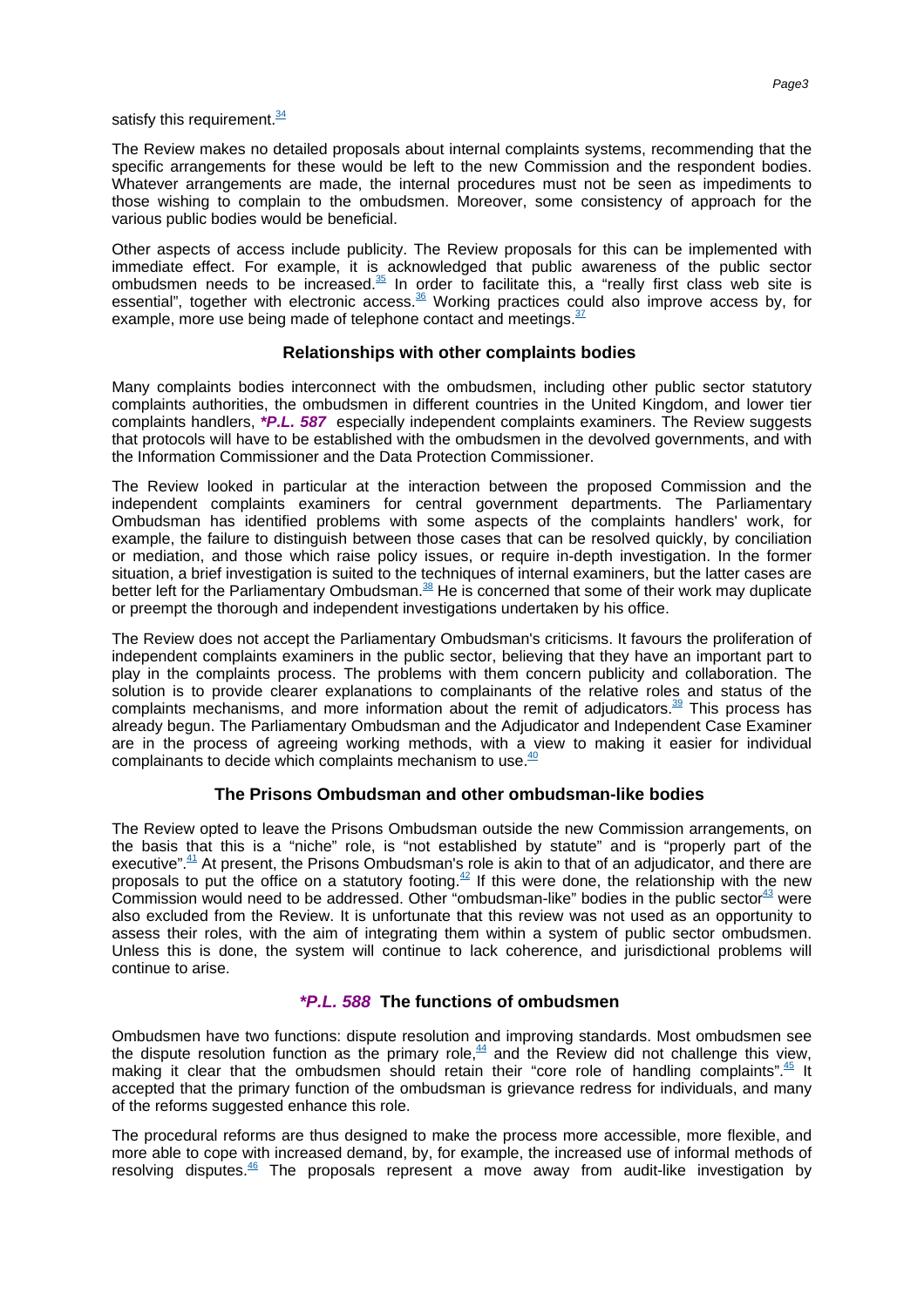satisfy this requirement.[34]

The Review makes no detailed proposals about internal complaints systems, recommending that the specific arrangements for these would be left to the new Commission and the respondent bodies. Whatever arrangements are made, the internal procedures must not be seen as impediments to those wishing to complain to the ombudsmen. Moreover, some consistency of approach for the various public bodies would be beneficial.

Other aspects of access include publicity. The Review proposals for this can be implemented with immediate effect. For example, it is acknowledged that public awareness of the public sector ombudsmen needs to be increased.[35] In order to facilitate this, a "really first class web site is essential", together with electronic access.[36] Working practices could also improve access by, for example, more use being made of telephone contact and meetings.[37]

## Relationships with other complaints bodies

Many complaints bodies interconnect with the ombudsmen, including other public sector statutory complaints authorities, the ombudsmen in different countries in the United Kingdom, and lower tier complaints handlers, ***P.L. 587*** especially independent complaints examiners. The Review suggests that protocols will have to be established with the ombudsmen in the devolved governments, and with the Information Commissioner and the Data Protection Commissioner.

The Review looked in particular at the interaction between the proposed Commission and the independent complaints examiners for central government departments. The Parliamentary Ombudsman has identified problems with some aspects of the complaints handlers' work, for example, the failure to distinguish between those cases that can be resolved quickly, by conciliation or mediation, and those which raise policy issues, or require in-depth investigation. In the former situation, a brief investigation is suited to the techniques of internal examiners, but the latter cases are better left for the Parliamentary Ombudsman.[38] He is concerned that some of their work may duplicate or preempt the thorough and independent investigations undertaken by his office.

The Review does not accept the Parliamentary Ombudsman's criticisms. It favours the proliferation of independent complaints examiners in the public sector, believing that they have an important part to play in the complaints process. The problems with them concern publicity and collaboration. The solution is to provide clearer explanations to complainants of the relative roles and status of the complaints mechanisms, and more information about the remit of adjudicators.[39] This process has already begun. The Parliamentary Ombudsman and the Adjudicator and Independent Case Examiner are in the process of agreeing working methods, with a view to making it easier for individual complainants to decide which complaints mechanism to use.[40]

## The Prisons Ombudsman and other ombudsman-like bodies

The Review opted to leave the Prisons Ombudsman outside the new Commission arrangements, on the basis that this is a "niche" role, is "not established by statute" and is "properly part of the executive".[41] At present, the Prisons Ombudsman's role is akin to that of an adjudicator, and there are proposals to put the office on a statutory footing.[42] If this were done, the relationship with the new Commission would need to be addressed. Other "ombudsman-like" bodies in the public sector[43] were also excluded from the Review. It is unfortunate that this review was not used as an opportunity to assess their roles, with the aim of integrating them within a system of public sector ombudsmen. Unless this is done, the system will continue to lack coherence, and jurisdictional problems will continue to arise.

## ***P.L. 588*** The functions of ombudsmen

Ombudsmen have two functions: dispute resolution and improving standards. Most ombudsmen see the dispute resolution function as the primary role,[44] and the Review did not challenge this view, making it clear that the ombudsmen should retain their "core role of handling complaints".[45] It accepted that the primary function of the ombudsman is grievance redress for individuals, and many of the reforms suggested enhance this role.

The procedural reforms are thus designed to make the process more accessible, more flexible, and more able to cope with increased demand, by, for example, the increased use of informal methods of resolving disputes.[46] The proposals represent a move away from audit-like investigation by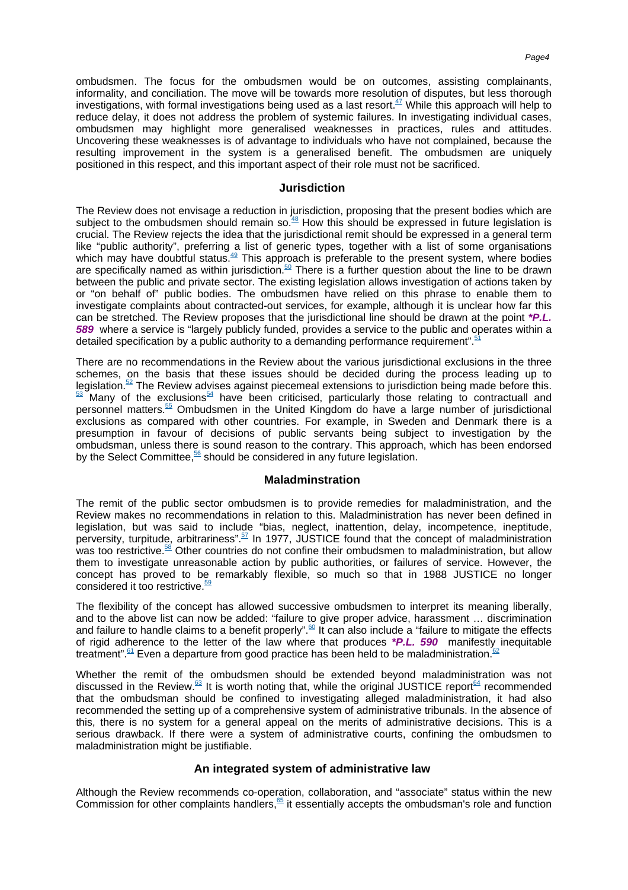ombudsmen. The focus for the ombudsmen would be on outcomes, assisting complainants, informality, and conciliation. The move will be towards more resolution of disputes, but less thorough investigations, with formal investigations being used as a last resort.[47] While this approach will help to reduce delay, it does not address the problem of systemic failures. In investigating individual cases, ombudsmen may highlight more generalised weaknesses in practices, rules and attitudes. Uncovering these weaknesses is of advantage to individuals who have not complained, because the resulting improvement in the system is a generalised benefit. The ombudsmen are uniquely positioned in this respect, and this important aspect of their role must not be sacrificed.

## Jurisdiction

The Review does not envisage a reduction in jurisdiction, proposing that the present bodies which are subject to the ombudsmen should remain so.[48] How this should be expressed in future legislation is crucial. The Review rejects the idea that the jurisdictional remit should be expressed in a general term like "public authority", preferring a list of generic types, together with a list of some organisations which may have doubtful status.[49] This approach is preferable to the present system, where bodies are specifically named as within jurisdiction.[50] There is a further question about the line to be drawn between the public and private sector. The existing legislation allows investigation of actions taken by or "on behalf of" public bodies. The ombudsmen have relied on this phrase to enable them to investigate complaints about contracted-out services, for example, although it is unclear how far this can be stretched. The Review proposes that the jurisdictional line should be drawn at the point ***P.L. 589** where a service is "largely publicly funded, provides a service to the public and operates within a detailed specification by a public authority to a demanding performance requirement".[51]

There are no recommendations in the Review about the various jurisdictional exclusions in the three schemes, on the basis that these issues should be decided during the process leading up to legislation.[52] The Review advises against piecemeal extensions to jurisdiction being made before this.[53] Many of the exclusions[54] have been criticised, particularly those relating to contractuall and personnel matters.[55] Ombudsmen in the United Kingdom do have a large number of jurisdictional exclusions as compared with other countries. For example, in Sweden and Denmark there is a presumption in favour of decisions of public servants being subject to investigation by the ombudsman, unless there is sound reason to the contrary. This approach, which has been endorsed by the Select Committee,[56] should be considered in any future legislation.

## Maladminstration

The remit of the public sector ombudsmen is to provide remedies for maladministration, and the Review makes no recommendations in relation to this. Maladministration has never been defined in legislation, but was said to include "bias, neglect, inattention, delay, incompetence, ineptitude, perversity, turpitude, arbitrariness".[57] In 1977, JUSTICE found that the concept of maladministration was too restrictive.[58] Other countries do not confine their ombudsmen to maladministration, but allow them to investigate unreasonable action by public authorities, or failures of service. However, the concept has proved to be remarkably flexible, so much so that in 1988 JUSTICE no longer considered it too restrictive.[59]

The flexibility of the concept has allowed successive ombudsmen to interpret its meaning liberally, and to the above list can now be added: "failure to give proper advice, harassment … discrimination and failure to handle claims to a benefit properly".[60] It can also include a "failure to mitigate the effects of rigid adherence to the letter of the law where that produces ***P.L. 590** manifestly inequitable treatment".[61] Even a departure from good practice has been held to be maladministration.[62]

Whether the remit of the ombudsmen should be extended beyond maladministration was not discussed in the Review.[63] It is worth noting that, while the original JUSTICE report[64] recommended that the ombudsman should be confined to investigating alleged maladministration, it had also recommended the setting up of a comprehensive system of administrative tribunals. In the absence of this, there is no system for a general appeal on the merits of administrative decisions. This is a serious drawback. If there were a system of administrative courts, confining the ombudsmen to maladministration might be justifiable.

## An integrated system of administrative law

Although the Review recommends co-operation, collaboration, and "associate" status within the new Commission for other complaints handlers,[65] it essentially accepts the ombudsman's role and function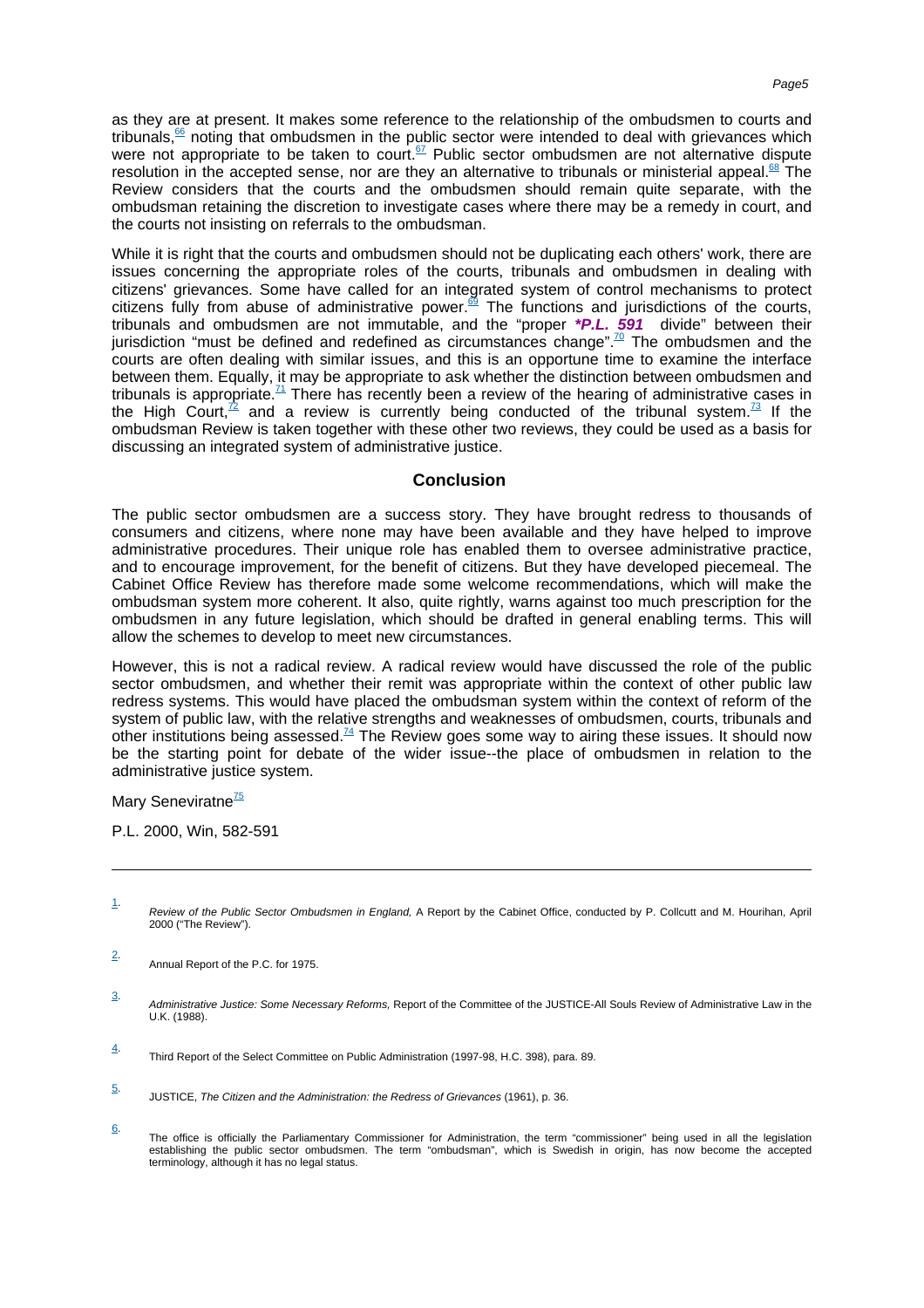as they are at present. It makes some reference to the relationship of the ombudsmen to courts and tribunals,[66] noting that ombudsmen in the public sector were intended to deal with grievances which were not appropriate to be taken to court.[67] Public sector ombudsmen are not alternative dispute resolution in the accepted sense, nor are they an alternative to tribunals or ministerial appeal.[68] The Review considers that the courts and the ombudsmen should remain quite separate, with the ombudsman retaining the discretion to investigate cases where there may be a remedy in court, and the courts not insisting on referrals to the ombudsman.

While it is right that the courts and ombudsmen should not be duplicating each others' work, there are issues concerning the appropriate roles of the courts, tribunals and ombudsmen in dealing with citizens' grievances. Some have called for an integrated system of control mechanisms to protect citizens fully from abuse of administrative power.[69] The functions and jurisdictions of the courts, tribunals and ombudsmen are not immutable, and the "proper ***P.L. 591** divide" between their jurisdiction "must be defined and redefined as circumstances change".[70] The ombudsmen and the courts are often dealing with similar issues, and this is an opportune time to examine the interface between them. Equally, it may be appropriate to ask whether the distinction between ombudsmen and tribunals is appropriate.[71] There has recently been a review of the hearing of administrative cases in the High Court,[72] and a review is currently being conducted of the tribunal system.[73] If the ombudsman Review is taken together with these other two reviews, they could be used as a basis for discussing an integrated system of administrative justice.

## Conclusion

The public sector ombudsmen are a success story. They have brought redress to thousands of consumers and citizens, where none may have been available and they have helped to improve administrative procedures. Their unique role has enabled them to oversee administrative practice, and to encourage improvement, for the benefit of citizens. But they have developed piecemeal. The Cabinet Office Review has therefore made some welcome recommendations, which will make the ombudsman system more coherent. It also, quite rightly, warns against too much prescription for the ombudsmen in any future legislation, which should be drafted in general enabling terms. This will allow the schemes to develop to meet new circumstances.

However, this is not a radical review. A radical review would have discussed the role of the public sector ombudsmen, and whether their remit was appropriate within the context of other public law redress systems. This would have placed the ombudsman system within the context of reform of the system of public law, with the relative strengths and weaknesses of ombudsmen, courts, tribunals and other institutions being assessed.[74] The Review goes some way to airing these issues. It should now be the starting point for debate of the wider issue--the place of ombudsmen in relation to the administrative justice system.

Mary Seneviratne[75]

P.L. 2000, Win, 582-591

---

1. *Review of the Public Sector Ombudsmen in England,* A Report by the Cabinet Office, conducted by P. Collcutt and M. Hourihan, April 2000 ("The Review").

2. Annual Report of the P.C. for 1975.

3. *Administrative Justice: Some Necessary Reforms,* Report of the Committee of the JUSTICE-All Souls Review of Administrative Law in the U.K. (1988).

4. Third Report of the Select Committee on Public Administration (1997-98, H.C. 398), para. 89.

5. JUSTICE, *The Citizen and the Administration: the Redress of Grievances* (1961), p. 36.

6. The office is officially the Parliamentary Commissioner for Administration, the term "commissioner" being used in all the legislation establishing the public sector ombudsmen. The term "ombudsman", which is Swedish in origin, has now become the accepted terminology, although it has no legal status.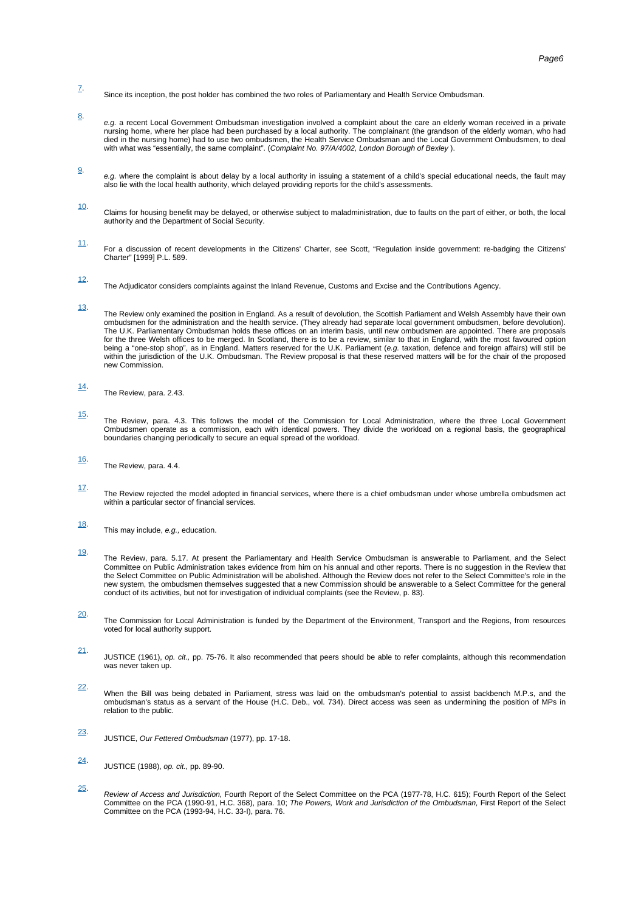7. Since its inception, the post holder has combined the two roles of Parliamentary and Health Service Ombudsman.

8. *e.g.* a recent Local Government Ombudsman investigation involved a complaint about the care an elderly woman received in a private nursing home, where her place had been purchased by a local authority. The complainant (the grandson of the elderly woman, who had died in the nursing home) had to use two ombudsmen, the Health Service Ombudsman and the Local Government Ombudsmen, to deal with what was "essentially, the same complaint". (*Complaint No. 97/A/4002, London Borough of Bexley* ).

9. *e.g.* where the complaint is about delay by a local authority in issuing a statement of a child's special educational needs, the fault may also lie with the local health authority, which delayed providing reports for the child's assessments.

10. Claims for housing benefit may be delayed, or otherwise subject to maladministration, due to faults on the part of either, or both, the local authority and the Department of Social Security.

11. For a discussion of recent developments in the Citizens' Charter, see Scott, "Regulation inside government: re-badging the Citizens' Charter" [1999] P.L. 589.

12. The Adjudicator considers complaints against the Inland Revenue, Customs and Excise and the Contributions Agency.

13. The Review only examined the position in England. As a result of devolution, the Scottish Parliament and Welsh Assembly have their own ombudsmen for the administration and the health service. (They already had separate local government ombudsmen, before devolution). The U.K. Parliamentary Ombudsman holds these offices on an interim basis, until new ombudsmen are appointed. There are proposals for the three Welsh offices to be merged. In Scotland, there is to be a review, similar to that in England, with the most favoured option being a "one-stop shop", as in England. Matters reserved for the U.K. Parliament (*e.g.* taxation, defence and foreign affairs) will still be within the jurisdiction of the U.K. Ombudsman. The Review proposal is that these reserved matters will be for the chair of the proposed new Commission.

14. The Review, para. 2.43.

15. The Review, para. 4.3. This follows the model of the Commission for Local Administration, where the three Local Government Ombudsmen operate as a commission, each with identical powers. They divide the workload on a regional basis, the geographical boundaries changing periodically to secure an equal spread of the workload.

16. The Review, para. 4.4.

17. The Review rejected the model adopted in financial services, where there is a chief ombudsman under whose umbrella ombudsmen act within a particular sector of financial services.

18. This may include, *e.g.*, education.

19. The Review, para. 5.17. At present the Parliamentary and Health Service Ombudsman is answerable to Parliament, and the Select Committee on Public Administration takes evidence from him on his annual and other reports. There is no suggestion in the Review that the Select Committee on Public Administration will be abolished. Although the Review does not refer to the Select Committee's role in the new system, the ombudsmen themselves suggested that a new Commission should be answerable to a Select Committee for the general conduct of its activities, but not for investigation of individual complaints (see the Review, p. 83).

20. The Commission for Local Administration is funded by the Department of the Environment, Transport and the Regions, from resources voted for local authority support.

21. JUSTICE (1961), *op. cit.,* pp. 75-76. It also recommended that peers should be able to refer complaints, although this recommendation was never taken up.

22. When the Bill was being debated in Parliament, stress was laid on the ombudsman's potential to assist backbench M.P.s, and the ombudsman's status as a servant of the House (H.C. Deb., vol. 734). Direct access was seen as undermining the position of MPs in relation to the public.

23. JUSTICE, *Our Fettered Ombudsman* (1977), pp. 17-18.

24. JUSTICE (1988), *op. cit.,* pp. 89-90.

25. *Review of Access and Jurisdiction,* Fourth Report of the Select Committee on the PCA (1977-78, H.C. 615); Fourth Report of the Select Committee on the PCA (1990-91, H.C. 368), para. 10; *The Powers, Work and Jurisdiction of the Ombudsman,* First Report of the Select Committee on the PCA (1993-94, H.C. 33-I), para. 76.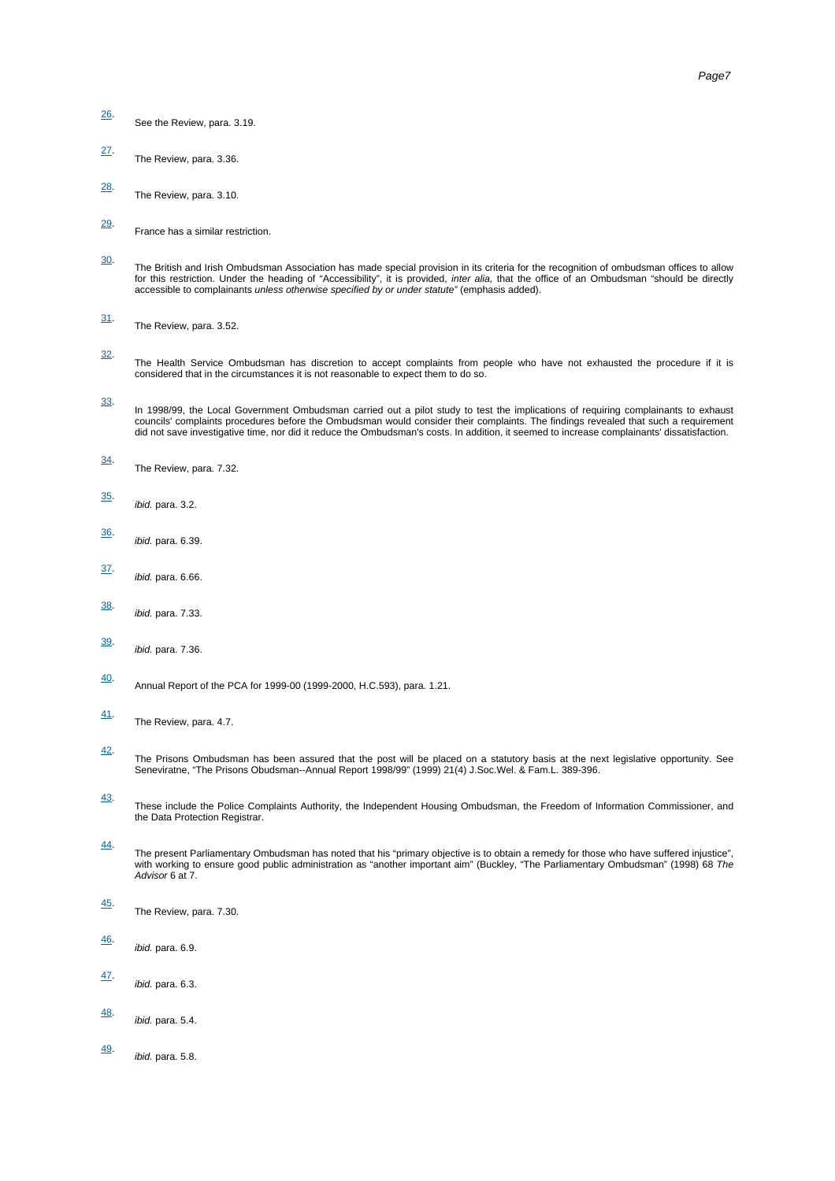26. See the Review, para. 3.19.

27. The Review, para. 3.36.

28. The Review, para. 3.10.

29. France has a similar restriction.

30. The British and Irish Ombudsman Association has made special provision in its criteria for the recognition of ombudsman offices to allow for this restriction. Under the heading of "Accessibility", it is provided, *inter alia,* that the office of an Ombudsman "should be directly accessible to complainants *unless otherwise specified by or under statute*" (emphasis added).

31. The Review, para. 3.52.

32. The Health Service Ombudsman has discretion to accept complaints from people who have not exhausted the procedure if it is considered that in the circumstances it is not reasonable to expect them to do so.

33. In 1998/99, the Local Government Ombudsman carried out a pilot study to test the implications of requiring complainants to exhaust councils' complaints procedures before the Ombudsman would consider their complaints. The findings revealed that such a requirement did not save investigative time, nor did it reduce the Ombudsman's costs. In addition, it seemed to increase complainants' dissatisfaction.

34. The Review, para. 7.32.

35. *ibid.* para. 3.2.

36. *ibid.* para. 6.39.

37. *ibid.* para. 6.66.

38. *ibid.* para. 7.33.

39. *ibid.* para. 7.36.

40. Annual Report of the PCA for 1999-00 (1999-2000, H.C.593), para. 1.21.

41. The Review, para. 4.7.

42. The Prisons Ombudsman has been assured that the post will be placed on a statutory basis at the next legislative opportunity. See Seneviratne, "The Prisons Obudsman--Annual Report 1998/99" (1999) 21(4) J.Soc.Wel. & Fam.L. 389-396.

43. These include the Police Complaints Authority, the Independent Housing Ombudsman, the Freedom of Information Commissioner, and the Data Protection Registrar.

44. The present Parliamentary Ombudsman has noted that his "primary objective is to obtain a remedy for those who have suffered injustice", with working to ensure good public administration as "another important aim" (Buckley, "The Parliamentary Ombudsman" (1998) 68 *The Advisor* 6 at 7.

45. The Review, para. 7.30.

46. *ibid.* para. 6.9.

47. *ibid.* para. 6.3.

48. *ibid.* para. 5.4.

49. *ibid.* para. 5.8.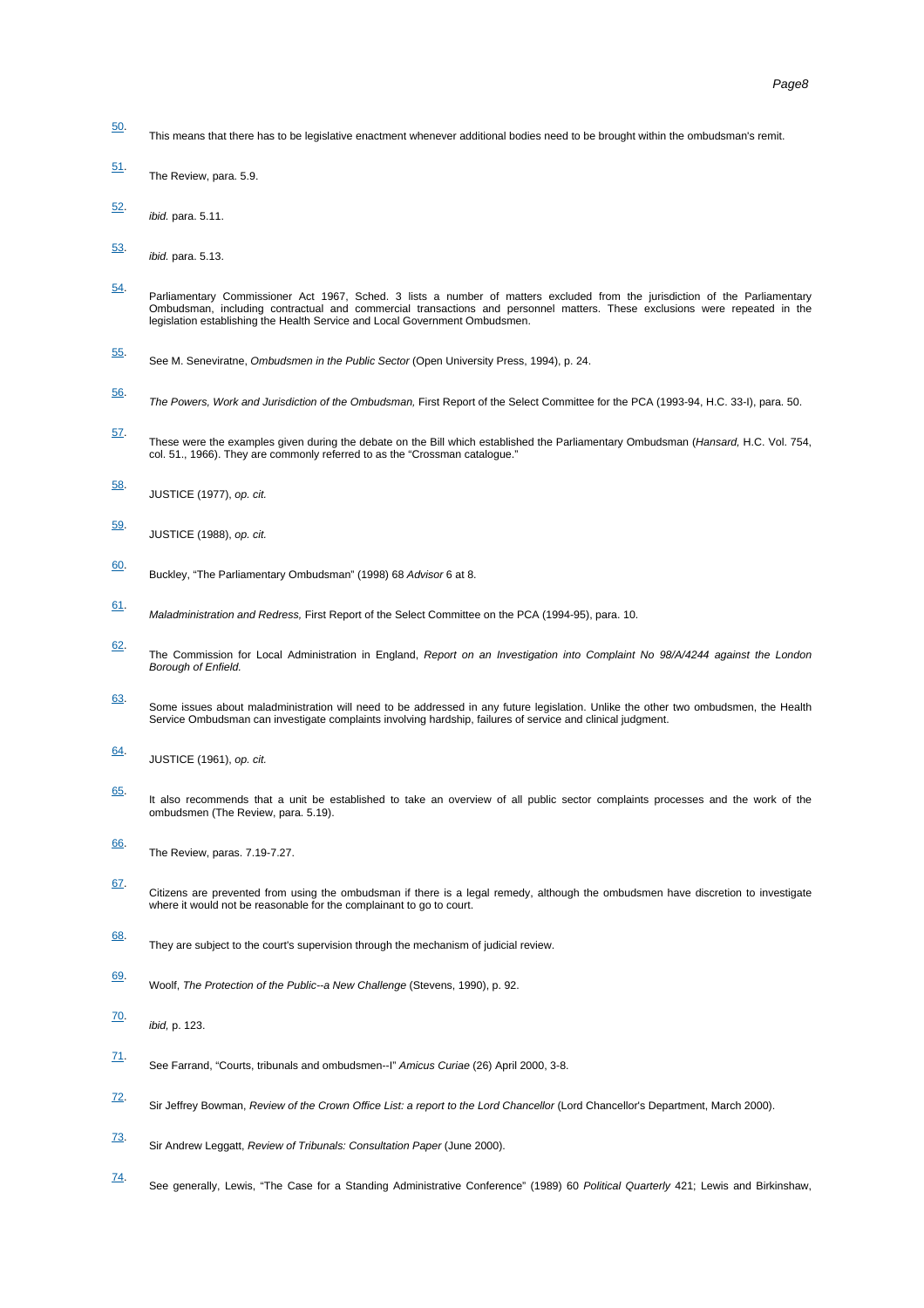50. This means that there has to be legislative enactment whenever additional bodies need to be brought within the ombudsman's remit.

51. The Review, para. 5.9.

52. *ibid.* para. 5.11.

53. *ibid.* para. 5.13.

54. Parliamentary Commissioner Act 1967, Sched. 3 lists a number of matters excluded from the jurisdiction of the Parliamentary Ombudsman, including contractual and commercial transactions and personnel matters. These exclusions were repeated in the legislation establishing the Health Service and Local Government Ombudsmen.

55. See M. Seneviratne, *Ombudsmen in the Public Sector* (Open University Press, 1994), p. 24.

56. *The Powers, Work and Jurisdiction of the Ombudsman,* First Report of the Select Committee for the PCA (1993-94, H.C. 33-I), para. 50.

57. These were the examples given during the debate on the Bill which established the Parliamentary Ombudsman (*Hansard,* H.C. Vol. 754, col. 51., 1966). They are commonly referred to as the "Crossman catalogue."

58. JUSTICE (1977), *op. cit.*

59. JUSTICE (1988), *op. cit.*

60. Buckley, "The Parliamentary Ombudsman" (1998) 68 *Advisor* 6 at 8.

61. *Maladministration and Redress,* First Report of the Select Committee on the PCA (1994-95), para. 10.

62. The Commission for Local Administration in England, *Report on an Investigation into Complaint No 98/A/4244 against the London Borough of Enfield.*

63. Some issues about maladministration will need to be addressed in any future legislation. Unlike the other two ombudsmen, the Health Service Ombudsman can investigate complaints involving hardship, failures of service and clinical judgment.

64. JUSTICE (1961), *op. cit.*

65. It also recommends that a unit be established to take an overview of all public sector complaints processes and the work of the ombudsmen (The Review, para. 5.19).

66. The Review, paras. 7.19-7.27.

67. Citizens are prevented from using the ombudsman if there is a legal remedy, although the ombudsmen have discretion to investigate where it would not be reasonable for the complainant to go to court.

68. They are subject to the court's supervision through the mechanism of judicial review.

69. Woolf, *The Protection of the Public--a New Challenge* (Stevens, 1990), p. 92.

70. *ibid,* p. 123.

71. See Farrand, "Courts, tribunals and ombudsmen--I" *Amicus Curiae* (26) April 2000, 3-8.

72. Sir Jeffrey Bowman, *Review of the Crown Office List: a report to the Lord Chancellor* (Lord Chancellor's Department, March 2000).

73. Sir Andrew Leggatt, *Review of Tribunals: Consultation Paper* (June 2000).

74. See generally, Lewis, "The Case for a Standing Administrative Conference" (1989) 60 *Political Quarterly* 421; Lewis and Birkinshaw,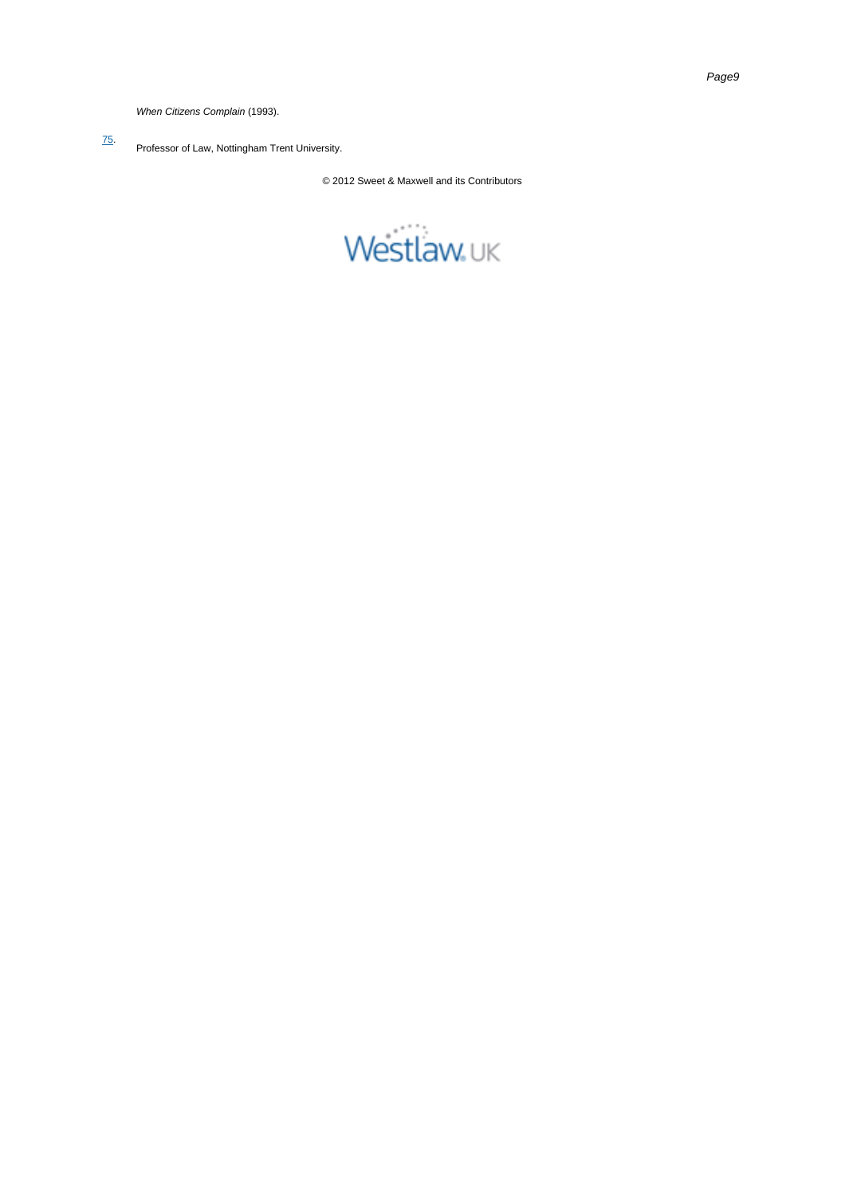*When Citizens Complain* (1993).

[75]. Professor of Law, Nottingham Trent University.

© 2012 Sweet & Maxwell and its Contributors